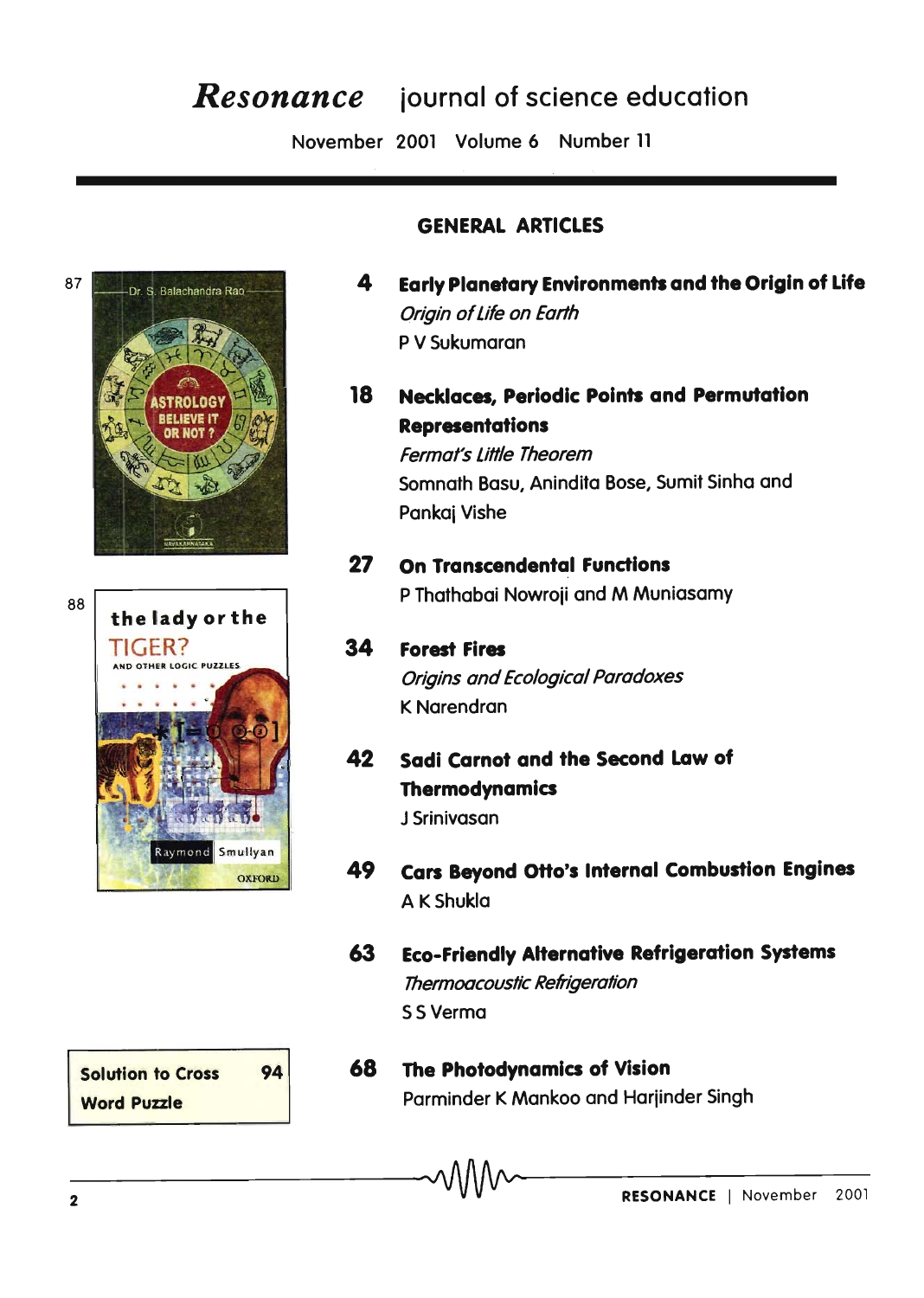# Resonance journal of science education

November 2001 Volume 6 Number 11

## GENERAL ARTICLES

**4 Early Planetary Environments and the Origin of Life**
*Origin of Life on Earth*
P V Sukumaran

**18 Necklaces, Periodic Points and Permutation Representations**
*Fermat's Little Theorem*
Somnath Basu, Anindita Bose, Sumit Sinha and Pankaj Vishe

**27 On Transcendental Functions**
P Thathabai Nowroji and M Muniasamy

**34 Forest Fires**
*Origins and Ecological Paradoxes*
K Narendran

**42 Sadi Carnot and the Second Law of Thermodynamics**
J Srinivasan

**49 Cars Beyond Otto's Internal Combustion Engines**
A K Shukla

**63 Eco-Friendly Alternative Refrigeration Systems**
*Thermoacoustic Refrigeration*
S S Verma

**68 The Photodynamics of Vision**
Parminder K Mankoo and Harjinder Singh

87 Dr. S. Balachandra Rao — ASTROLOGY BELIEVE IT OR NOT?

88 the lady or the TIGER? AND OTHER LOGIC PUZZLES — Raymond Smullyan — OXFORD

**Solution to Cross Word Puzzle** 94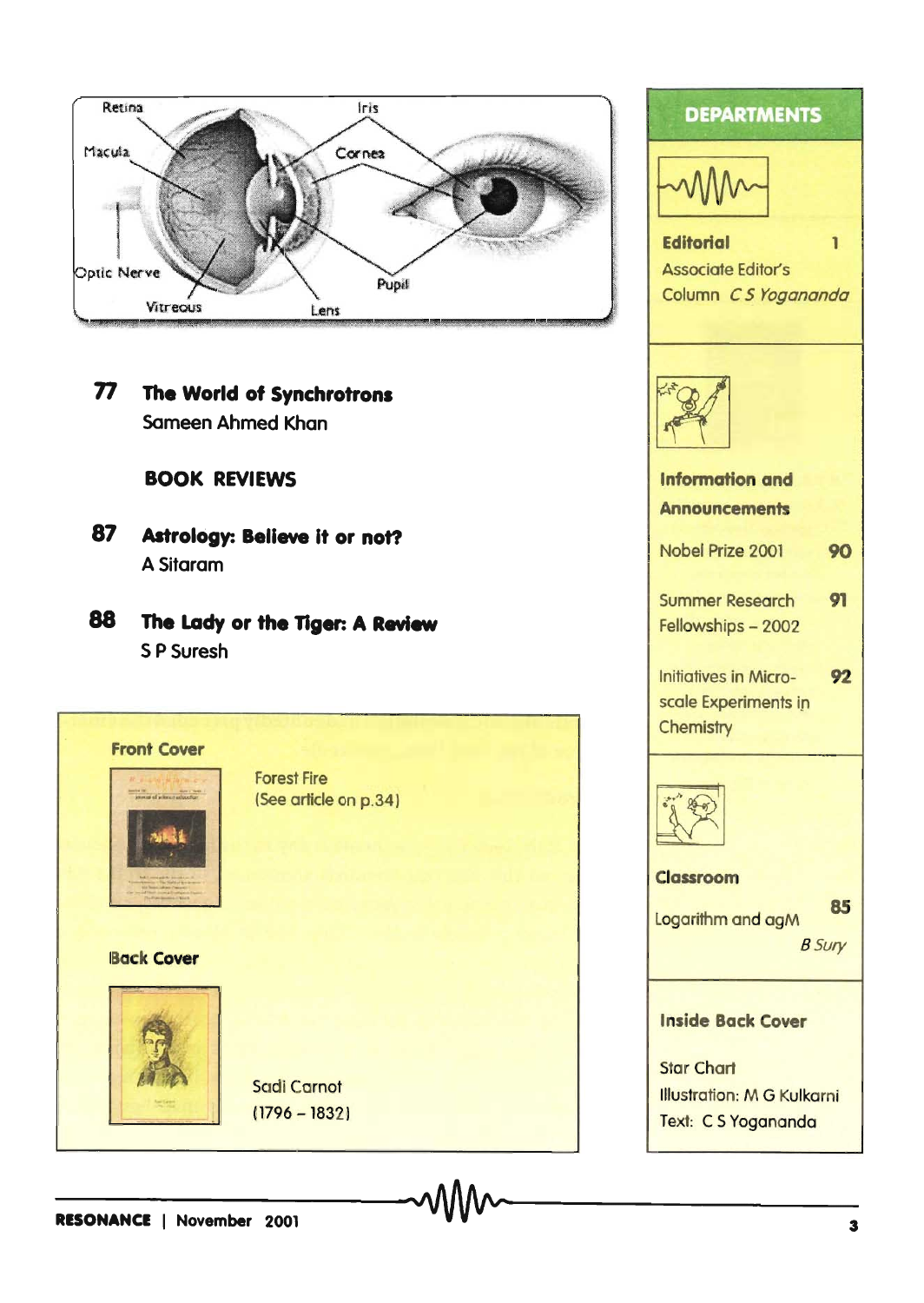Retina

Iris

Macula

Cornea

Optic Nerve

Pupil

Vitreous

Lens

**77** **The World of Synchrotrons**
Sameen Ahmed Khan

### BOOK REVIEWS

**87** **Astrology: Believe it or not?**
A Sitaram

**88** **The Lady or the Tiger: A Review**
S P Suresh

**Front Cover**

Forest Fire
(See article on p.34)

**Back Cover**

Sadi Carnot
(1796 – 1832)

## DEPARTMENTS

**Editorial** 1
Associate Editor's Column *C S Yogananda*

**Information and Announcements**

Nobel Prize 2001 **90**

Summer Research Fellowships – 2002 **91**

Initiatives in Micro-scale Experiments in Chemistry **92**

**Classroom**

Logarithm and agM **85**
*B Sury*

**Inside Back Cover**

Star Chart
Illustration: M G Kulkarni
Text: C S Yogananda